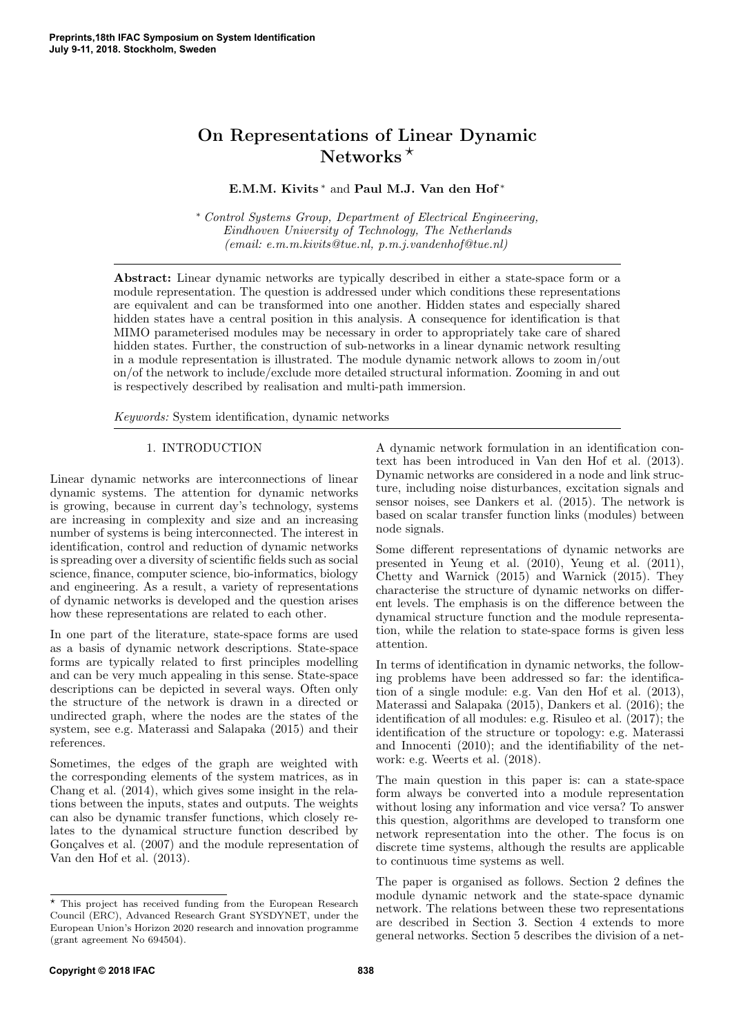# On Representations of Linear Dynamic Networks ⋆

**E.M.M. Kivits** * and **Paul M.J. Van den Hof** *

\* *Control Systems Group, Department of Electrical Engineering, Eindhoven University of Technology, The Netherlands (email: e.m.m.kivits@tue.nl, p.m.j.vandenhof@tue.nl)*

**Abstract:** Linear dynamic networks are typically described in either a state-space form or a module representation. The question is addressed under which conditions these representations are equivalent and can be transformed into one another. Hidden states and especially shared hidden states have a central position in this analysis. A consequence for identification is that MIMO parameterised modules may be necessary in order to appropriately take care of shared hidden states. Further, the construction of sub-networks in a linear dynamic network resulting in a module representation is illustrated. The module dynamic network allows to zoom in/out on/of the network to include/exclude more detailed structural information. Zooming in and out is respectively described by realisation and multi-path immersion.

*Keywords:* System identification, dynamic networks

## 1. INTRODUCTION

Linear dynamic networks are interconnections of linear dynamic systems. The attention for dynamic networks is growing, because in current day's technology, systems are increasing in complexity and size and an increasing number of systems is being interconnected. The interest in identification, control and reduction of dynamic networks is spreading over a diversity of scientific fields such as social science, finance, computer science, bio-informatics, biology and engineering. As a result, a variety of representations of dynamic networks is developed and the question arises how these representations are related to each other.

In one part of the literature, state-space forms are used as a basis of dynamic network descriptions. State-space forms are typically related to first principles modelling and can be very much appealing in this sense. State-space descriptions can be depicted in several ways. Often only the structure of the network is drawn in a directed or undirected graph, where the nodes are the states of the system, see e.g. Materassi and Salapaka (2015) and their references.

Sometimes, the edges of the graph are weighted with the corresponding elements of the system matrices, as in Chang et al. (2014), which gives some insight in the relations between the inputs, states and outputs. The weights can also be dynamic transfer functions, which closely relates to the dynamical structure function described by Gonçalves et al. (2007) and the module representation of Van den Hof et al. (2013).

A dynamic network formulation in an identification context has been introduced in Van den Hof et al. (2013). Dynamic networks are considered in a node and link structure, including noise disturbances, excitation signals and sensor noises, see Dankers et al. (2015). The network is based on scalar transfer function links (modules) between node signals.

Some different representations of dynamic networks are presented in Yeung et al. (2010), Yeung et al. (2011), Chetty and Warnick (2015) and Warnick (2015). They characterise the structure of dynamic networks on different levels. The emphasis is on the difference between the dynamical structure function and the module representation, while the relation to state-space forms is given less attention.

In terms of identification in dynamic networks, the following problems have been addressed so far: the identification of a single module: e.g. Van den Hof et al. (2013), Materassi and Salapaka (2015), Dankers et al. (2016); the identification of all modules: e.g. Risuleo et al. (2017); the identification of the structure or topology: e.g. Materassi and Innocenti (2010); and the identifiability of the network: e.g. Weerts et al. (2018).

The main question in this paper is: can a state-space form always be converted into a module representation without losing any information and vice versa? To answer this question, algorithms are developed to transform one network representation into the other. The focus is on discrete time systems, although the results are applicable to continuous time systems as well.

The paper is organised as follows. Section 2 defines the module dynamic network and the state-space dynamic network. The relations between these two representations are described in Section 3. Section 4 extends to more general networks. Section 5 describes the division of a net-

⋆ This project has received funding from the European Research Council (ERC), Advanced Research Grant SYSDYNET, under the European Union's Horizon 2020 research and innovation programme (grant agreement No 694504).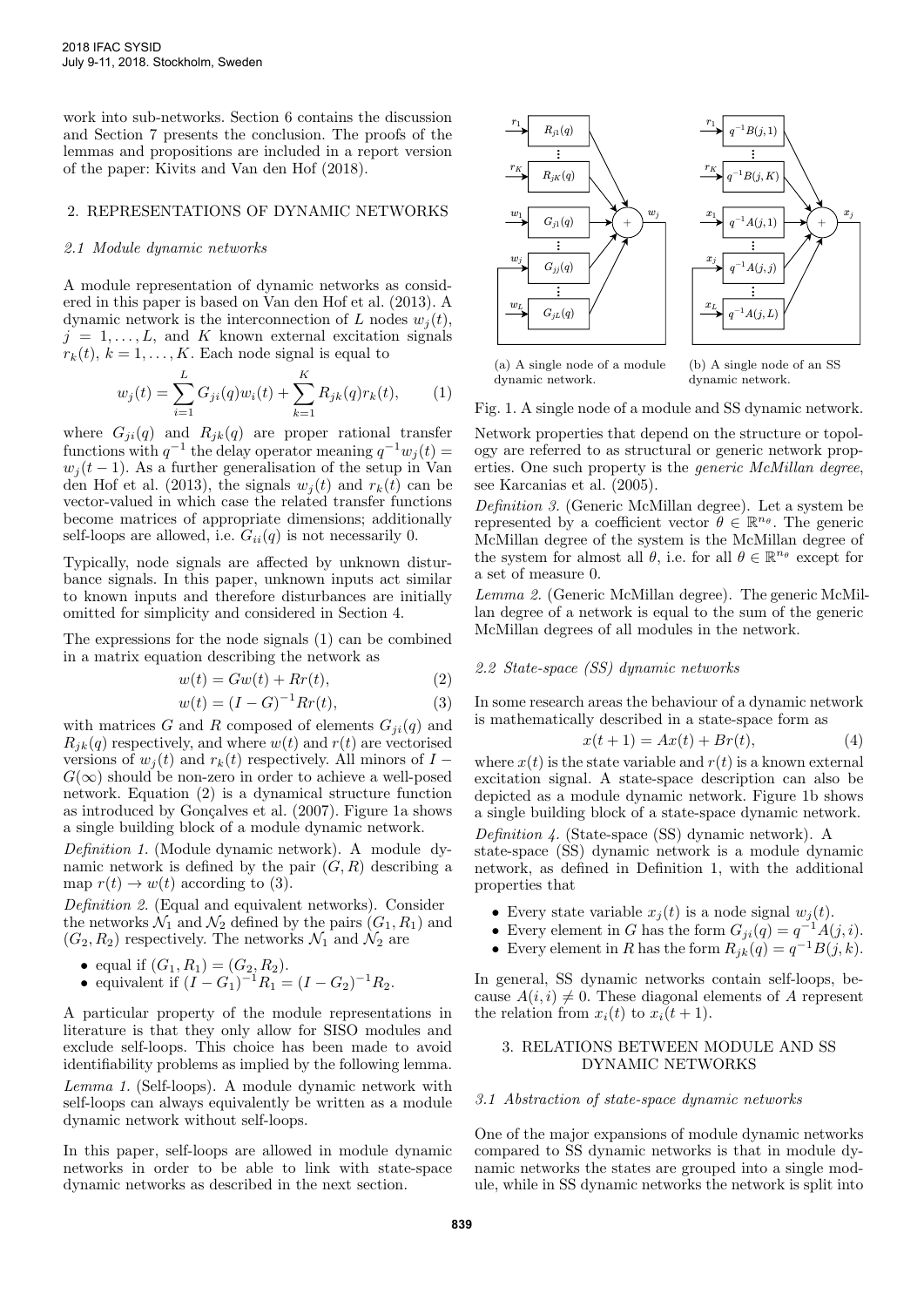work into sub-networks. Section 6 contains the discussion and Section 7 presents the conclusion. The proofs of the lemmas and propositions are included in a report version of the paper: Kivits and Van den Hof (2018).

## 2. REPRESENTATIONS OF DYNAMIC NETWORKS

### 2.1 Module dynamic networks

A module representation of dynamic networks as considered in this paper is based on Van den Hof et al. (2013). A dynamic network is the interconnection of $L$ nodes $w_j(t)$, $j = 1, \ldots, L$, and $K$ known external excitation signals $r_k(t)$, $k = 1, \ldots, K$. Each node signal is equal to

$$w_j(t) = \sum_{i=1}^{L} G_{ji}(q) w_i(t) + \sum_{k=1}^{K} R_{jk}(q) r_k(t), \qquad (1)$$

where $G_{ji}(q)$ and $R_{jk}(q)$ are proper rational transfer functions with $q^{-1}$ the delay operator meaning $q^{-1} w_j(t) = w_j(t-1)$. As a further generalisation of the setup in Van den Hof et al. (2013), the signals $w_j(t)$ and $r_k(t)$ can be vector-valued in which case the related transfer functions become matrices of appropriate dimensions; additionally self-loops are allowed, i.e. $G_{ii}(q)$ is not necessarily 0.

Typically, node signals are affected by unknown disturbance signals. In this paper, unknown inputs act similar to known inputs and therefore disturbances are initially omitted for simplicity and considered in Section 4.

The expressions for the node signals (1) can be combined in a matrix equation describing the network as

$$w(t) = Gw(t) + Rr(t), \qquad (2)$$

$$w(t) = (I - G)^{-1} Rr(t), \qquad (3)$$

with matrices $G$ and $R$ composed of elements $G_{ji}(q)$ and $R_{jk}(q)$ respectively, and where $w(t)$ and $r(t)$ are vectorised versions of $w_j(t)$ and $r_k(t)$ respectively. All minors of $I - G(\infty)$ should be non-zero in order to achieve a well-posed network. Equation (2) is a dynamical structure function as introduced by Gonçalves et al. (2007). Figure 1a shows a single building block of a module dynamic network.

*Definition 1.* (Module dynamic network). A module dynamic network is defined by the pair $(G, R)$ describing a map $r(t) \to w(t)$ according to (3).

*Definition 2.* (Equal and equivalent networks). Consider the networks $\mathcal{N}_1$ and $\mathcal{N}_2$ defined by the pairs $(G_1, R_1)$ and $(G_2, R_2)$ respectively. The networks $\mathcal{N}_1$ and $\mathcal{N}_2$ are

- equal if $(G_1, R_1) = (G_2, R_2)$.
- equivalent if $(I - G_1)^{-1} R_1 = (I - G_2)^{-1} R_2$.

A particular property of the module representations in literature is that they only allow for SISO modules and exclude self-loops. This choice has been made to avoid identifiability problems as implied by the following lemma.

*Lemma 1.* (Self-loops). A module dynamic network with self-loops can always equivalently be written as a module dynamic network without self-loops.

In this paper, self-loops are allowed in module dynamic networks in order to be able to link with state-space dynamic networks as described in the next section.

(a) A single node of a module dynamic network.

(b) A single node of an SS dynamic network.

Fig. 1. A single node of a module and SS dynamic network.

Network properties that depend on the structure or topology are referred to as structural or generic network properties. One such property is the *generic McMillan degree*, see Karcanias et al. (2005).

*Definition 3.* (Generic McMillan degree). Let a system be represented by a coefficient vector $\theta \in \mathbb{R}^{n_\theta}$. The generic McMillan degree of the system is the McMillan degree of the system for almost all $\theta$, i.e. for all $\theta \in \mathbb{R}^{n_\theta}$ except for a set of measure 0.

*Lemma 2.* (Generic McMillan degree). The generic McMillan degree of a network is equal to the sum of the generic McMillan degrees of all modules in the network.

### 2.2 State-space (SS) dynamic networks

In some research areas the behaviour of a dynamic network is mathematically described in a state-space form as

$$x(t+1) = Ax(t) + Br(t), \qquad (4)$$

where $x(t)$ is the state variable and $r(t)$ is a known external excitation signal. A state-space description can also be depicted as a module dynamic network. Figure 1b shows a single building block of a state-space dynamic network.

*Definition 4.* (State-space (SS) dynamic network). A state-space (SS) dynamic network is a module dynamic network, as defined in Definition 1, with the additional properties that

- Every state variable $x_j(t)$ is a node signal $w_j(t)$.
- Every element in $G$ has the form $G_{ji}(q) = q^{-1} A(j, i)$.
- Every element in $R$ has the form $R_{jk}(q) = q^{-1} B(j, k)$.

In general, SS dynamic networks contain self-loops, because $A(i, i) \neq 0$. These diagonal elements of $A$ represent the relation from $x_i(t)$ to $x_i(t+1)$.

## 3. RELATIONS BETWEEN MODULE AND SS DYNAMIC NETWORKS

### 3.1 Abstraction of state-space dynamic networks

One of the major expansions of module dynamic networks compared to SS dynamic networks is that in module dynamic networks the states are grouped into a single module, while in SS dynamic networks the network is split into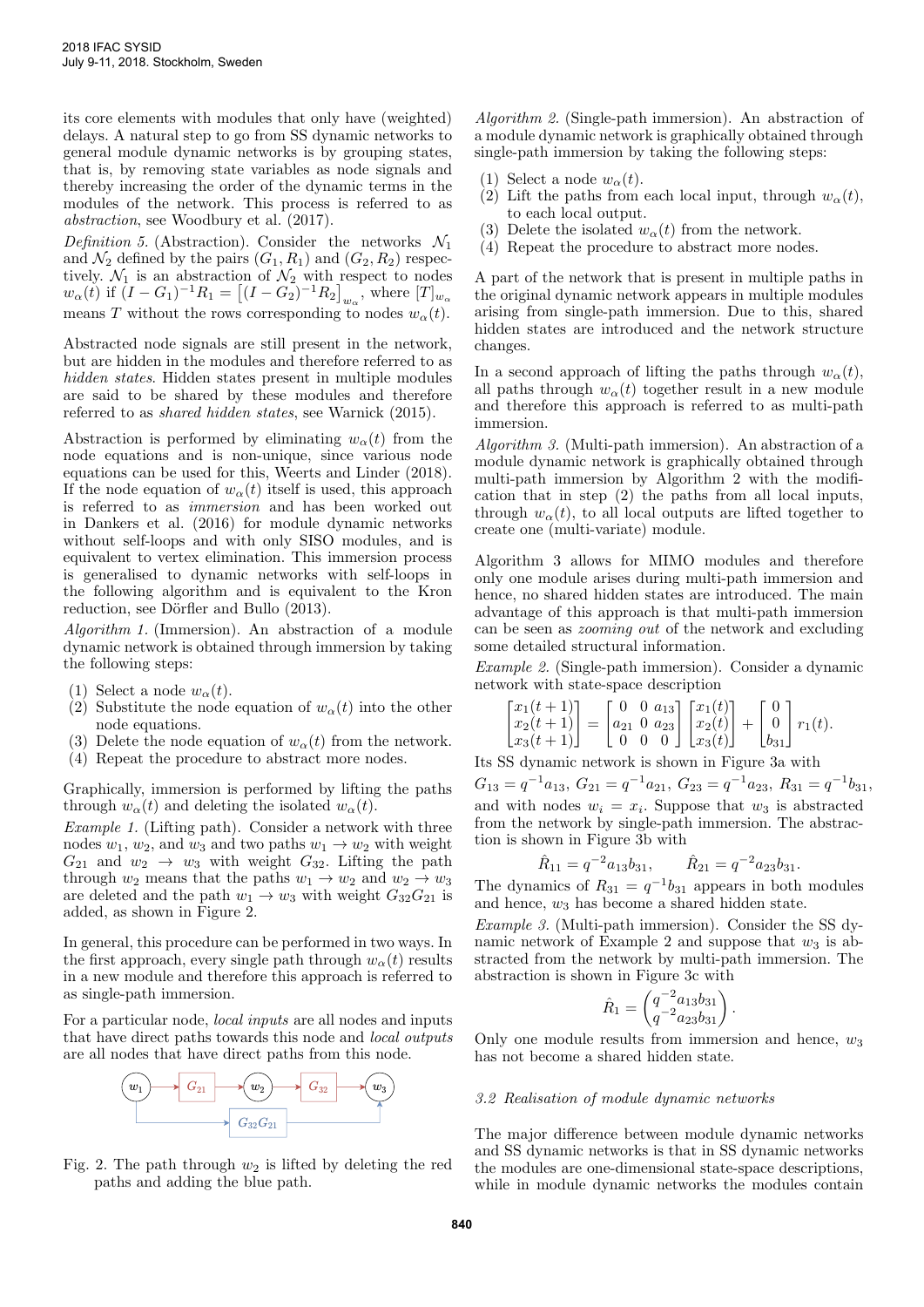its core elements with modules that only have (weighted) delays. A natural step to go from SS dynamic networks to general module dynamic networks is by grouping states, that is, by removing state variables as node signals and thereby increasing the order of the dynamic terms in the modules of the network. This process is referred to as *abstraction*, see Woodbury et al. (2017).

*Definition 5.* (Abstraction). Consider the networks $\mathcal{N}_1$ and $\mathcal{N}_2$ defined by the pairs $(G_1, R_1)$ and $(G_2, R_2)$ respectively. $\mathcal{N}_1$ is an abstraction of $\mathcal{N}_2$ with respect to nodes $w_\alpha(t)$ if $(I-G_1)^{-1}R_1 = \left[(I-G_2)^{-1}R_2\right]_{w_\alpha}$, where $[T]_{w_\alpha}$ means $T$ without the rows corresponding to nodes $w_\alpha(t)$.

Abstracted node signals are still present in the network, but are hidden in the modules and therefore referred to as *hidden states*. Hidden states present in multiple modules are said to be shared by these modules and therefore referred to as *shared hidden states*, see Warnick (2015).

Abstraction is performed by eliminating $w_\alpha(t)$ from the node equations and is non-unique, since various node equations can be used for this, Weerts and Linder (2018). If the node equation of $w_\alpha(t)$ itself is used, this approach is referred to as *immersion* and has been worked out in Dankers et al. (2016) for module dynamic networks without self-loops and with only SISO modules, and is equivalent to vertex elimination. This immersion process is generalised to dynamic networks with self-loops in the following algorithm and is equivalent to the Kron reduction, see Dörfler and Bullo (2013).

*Algorithm 1.* (Immersion). An abstraction of a module dynamic network is obtained through immersion by taking the following steps:

1. Select a node $w_\alpha(t)$.
2. Substitute the node equation of $w_\alpha(t)$ into the other node equations.
3. Delete the node equation of $w_\alpha(t)$ from the network.
4. Repeat the procedure to abstract more nodes.

Graphically, immersion is performed by lifting the paths through $w_\alpha(t)$ and deleting the isolated $w_\alpha(t)$.

*Example 1.* (Lifting path). Consider a network with three nodes $w_1$, $w_2$, and $w_3$ and two paths $w_1 \to w_2$ with weight $G_{21}$ and $w_2 \to w_3$ with weight $G_{32}$. Lifting the path through $w_2$ means that the paths $w_1 \to w_2$ and $w_2 \to w_3$ are deleted and the path $w_1 \to w_3$ with weight $G_{32}G_{21}$ is added, as shown in Figure 2.

In general, this procedure can be performed in two ways. In the first approach, every single path through $w_\alpha(t)$ results in a new module and therefore this approach is referred to as single-path immersion.

For a particular node, *local inputs* are all nodes and inputs that have direct paths towards this node and *local outputs* are all nodes that have direct paths from this node.

Fig. 2. The path through $w_2$ is lifted by deleting the red paths and adding the blue path.

*Algorithm 2.* (Single-path immersion). An abstraction of a module dynamic network is graphically obtained through single-path immersion by taking the following steps:

1. Select a node $w_\alpha(t)$.
2. Lift the paths from each local input, through $w_\alpha(t)$, to each local output.
3. Delete the isolated $w_\alpha(t)$ from the network.
4. Repeat the procedure to abstract more nodes.

A part of the network that is present in multiple paths in the original dynamic network appears in multiple modules arising from single-path immersion. Due to this, shared hidden states are introduced and the network structure changes.

In a second approach of lifting the paths through $w_\alpha(t)$, all paths through $w_\alpha(t)$ together result in a new module and therefore this approach is referred to as multi-path immersion.

*Algorithm 3.* (Multi-path immersion). An abstraction of a module dynamic network is graphically obtained through multi-path immersion by Algorithm 2 with the modification that in step (2) the paths from all local inputs, through $w_\alpha(t)$, to all local outputs are lifted together to create one (multi-variate) module.

Algorithm 3 allows for MIMO modules and therefore only one module arises during multi-path immersion and hence, no shared hidden states are introduced. The main advantage of this approach is that multi-path immersion can be seen as *zooming out* of the network and excluding some detailed structural information.

*Example 2.* (Single-path immersion). Consider a dynamic network with state-space description

$$\begin{bmatrix} x_1(t+1) \\ x_2(t+1) \\ x_3(t+1) \end{bmatrix} = \begin{bmatrix} 0 & 0 & a_{13} \\ a_{21} & 0 & a_{23} \\ 0 & 0 & 0 \end{bmatrix} \begin{bmatrix} x_1(t) \\ x_2(t) \\ x_3(t) \end{bmatrix} + \begin{bmatrix} 0 \\ 0 \\ b_{31} \end{bmatrix} r_1(t).$$

Its SS dynamic network is shown in Figure 3a with $G_{13} = q^{-1}a_{13}$, $G_{21} = q^{-1}a_{21}$, $G_{23} = q^{-1}a_{23}$, $R_{31} = q^{-1}b_{31}$, and with nodes $w_i = x_i$. Suppose that $w_3$ is abstracted from the network by single-path immersion. The abstraction is shown in Figure 3b with

$$\hat{R}_{11} = q^{-2}a_{13}b_{31}, \qquad \hat{R}_{21} = q^{-2}a_{23}b_{31}.$$

The dynamics of $R_{31} = q^{-1}b_{31}$ appears in both modules and hence, $w_3$ has become a shared hidden state.

*Example 3.* (Multi-path immersion). Consider the SS dynamic network of Example 2 and suppose that $w_3$ is abstracted from the network by multi-path immersion. The abstraction is shown in Figure 3c with

$$\hat{R}_1 = \begin{pmatrix} q^{-2}a_{13}b_{31} \\ q^{-2}a_{23}b_{31} \end{pmatrix}.$$

Only one module results from immersion and hence, $w_3$ has not become a shared hidden state.

### 3.2 Realisation of module dynamic networks

The major difference between module dynamic networks and SS dynamic networks is that in SS dynamic networks the modules are one-dimensional state-space descriptions, while in module dynamic networks the modules contain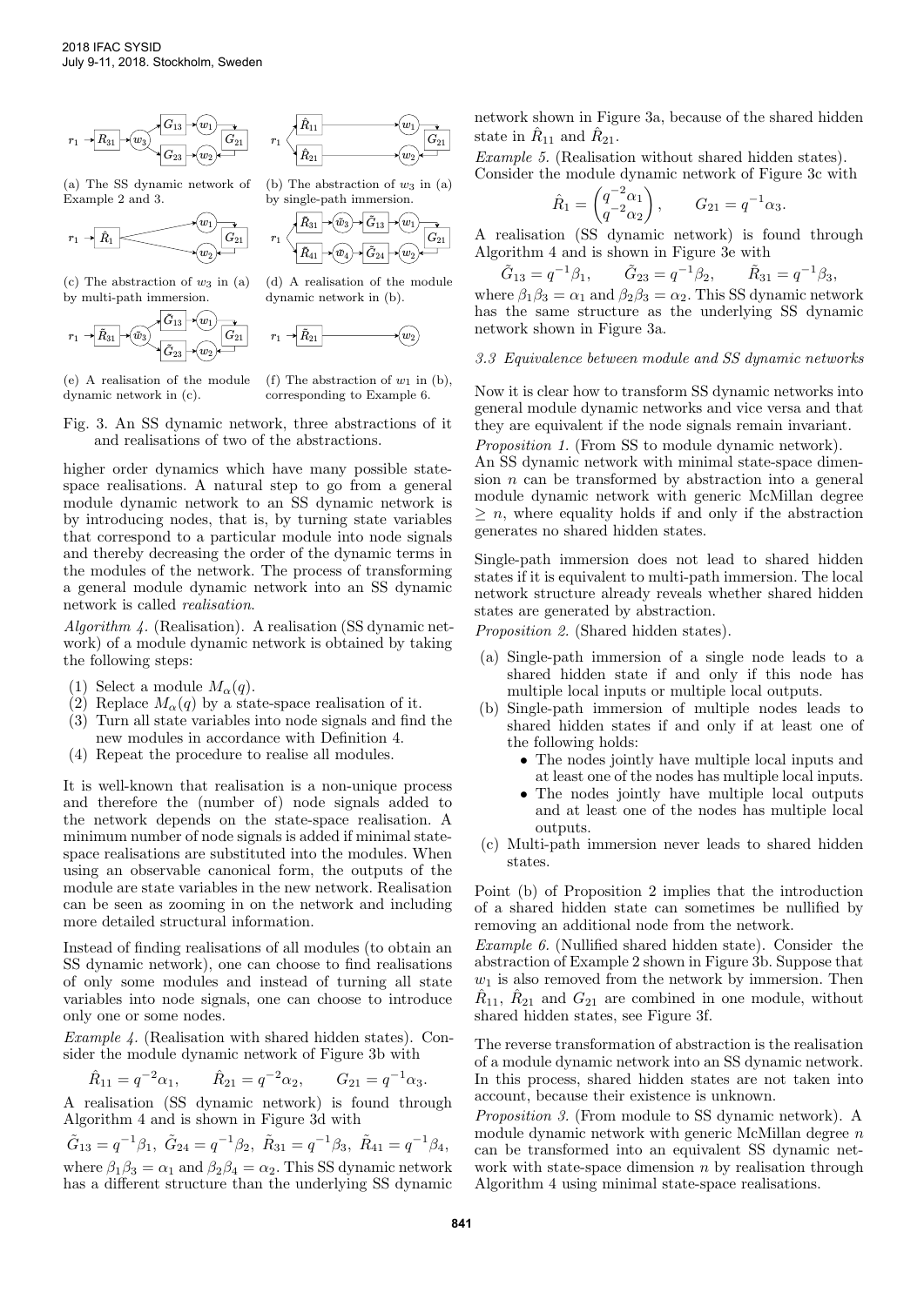(a) The SS dynamic network of Example 2 and 3.

(b) The abstraction of $w_3$ in (a) by single-path immersion.

(c) The abstraction of $w_3$ in (a) by multi-path immersion.

(d) A realisation of the module dynamic network in (b).

(e) A realisation of the module dynamic network in (c).

(f) The abstraction of $w_1$ in (b), corresponding to Example 6.

Fig. 3. An SS dynamic network, three abstractions of it and realisations of two of the abstractions.

higher order dynamics which have many possible state-space realisations. A natural step to go from a general module dynamic network to an SS dynamic network is by introducing nodes, that is, by turning state variables that correspond to a particular module into node signals and thereby decreasing the order of the dynamic terms in the modules of the network. The process of transforming a general module dynamic network into an SS dynamic network is called *realisation*.

*Algorithm 4.* (Realisation). A realisation (SS dynamic network) of a module dynamic network is obtained by taking the following steps:

(1) Select a module $M_\alpha(q)$.
(2) Replace $M_\alpha(q)$ by a state-space realisation of it.
(3) Turn all state variables into node signals and find the new modules in accordance with Definition 4.
(4) Repeat the procedure to realise all modules.

It is well-known that realisation is a non-unique process and therefore the (number of) node signals added to the network depends on the state-space realisation. A minimum number of node signals is added if minimal state-space realisations are substituted into the modules. When using an observable canonical form, the outputs of the module are state variables in the new network. Realisation can be seen as zooming in on the network and including more detailed structural information.

Instead of finding realisations of all modules (to obtain an SS dynamic network), one can choose to find realisations of only some modules and instead of turning all state variables into node signals, one can choose to introduce only one or some nodes.

*Example 4.* (Realisation with shared hidden states). Consider the module dynamic network of Figure 3b with

$$\hat{R}_{11} = q^{-2}\alpha_1, \qquad \hat{R}_{21} = q^{-2}\alpha_2, \qquad G_{21} = q^{-1}\alpha_3.$$

A realisation (SS dynamic network) is found through Algorithm 4 and is shown in Figure 3d with

$$\tilde{G}_{13} = q^{-1}\beta_1,\ \tilde{G}_{24} = q^{-1}\beta_2,\ \tilde{R}_{31} = q^{-1}\beta_3,\ \tilde{R}_{41} = q^{-1}\beta_4,$$

where $\beta_1\beta_3 = \alpha_1$ and $\beta_2\beta_4 = \alpha_2$. This SS dynamic network has a different structure than the underlying SS dynamic network shown in Figure 3a, because of the shared hidden state in $\hat{R}_{11}$ and $\hat{R}_{21}$.

*Example 5.* (Realisation without shared hidden states). Consider the module dynamic network of Figure 3c with

$$\hat{R}_1 = \begin{pmatrix} q^{-2}\alpha_1 \\ q^{-2}\alpha_2 \end{pmatrix}, \qquad G_{21} = q^{-1}\alpha_3.$$

A realisation (SS dynamic network) is found through Algorithm 4 and is shown in Figure 3e with

$$\tilde{G}_{13} = q^{-1}\beta_1, \qquad \tilde{G}_{23} = q^{-1}\beta_2, \qquad \tilde{R}_{31} = q^{-1}\beta_3,$$

where $\beta_1\beta_3 = \alpha_1$ and $\beta_2\beta_3 = \alpha_2$. This SS dynamic network has the same structure as the underlying SS dynamic network shown in Figure 3a.

### 3.3 Equivalence between module and SS dynamic networks

Now it is clear how to transform SS dynamic networks into general module dynamic networks and vice versa and that they are equivalent if the node signals remain invariant.

*Proposition 1.* (From SS to module dynamic network). An SS dynamic network with minimal state-space dimension $n$ can be transformed by abstraction into a general module dynamic network with generic McMillan degree $\geq n$, where equality holds if and only if the abstraction generates no shared hidden states.

Single-path immersion does not lead to shared hidden states if it is equivalent to multi-path immersion. The local network structure already reveals whether shared hidden states are generated by abstraction.

*Proposition 2.* (Shared hidden states).

(a) Single-path immersion of a single node leads to a shared hidden state if and only if this node has multiple local inputs or multiple local outputs.
(b) Single-path immersion of multiple nodes leads to shared hidden states if and only if at least one of the following holds:
   - The nodes jointly have multiple local inputs and at least one of the nodes has multiple local inputs.
   - The nodes jointly have multiple local outputs and at least one of the nodes has multiple local outputs.
(c) Multi-path immersion never leads to shared hidden states.

Point (b) of Proposition 2 implies that the introduction of a shared hidden state can sometimes be nullified by removing an additional node from the network.

*Example 6.* (Nullified shared hidden state). Consider the abstraction of Example 2 shown in Figure 3b. Suppose that $w_1$ is also removed from the network by immersion. Then $\hat{R}_{11}$, $\hat{R}_{21}$ and $G_{21}$ are combined in one module, without shared hidden states, see Figure 3f.

The reverse transformation of abstraction is the realisation of a module dynamic network into an SS dynamic network. In this process, shared hidden states are not taken into account, because their existence is unknown.

*Proposition 3.* (From module to SS dynamic network). A module dynamic network with generic McMillan degree $n$ can be transformed into an equivalent SS dynamic network with state-space dimension $n$ by realisation through Algorithm 4 using minimal state-space realisations.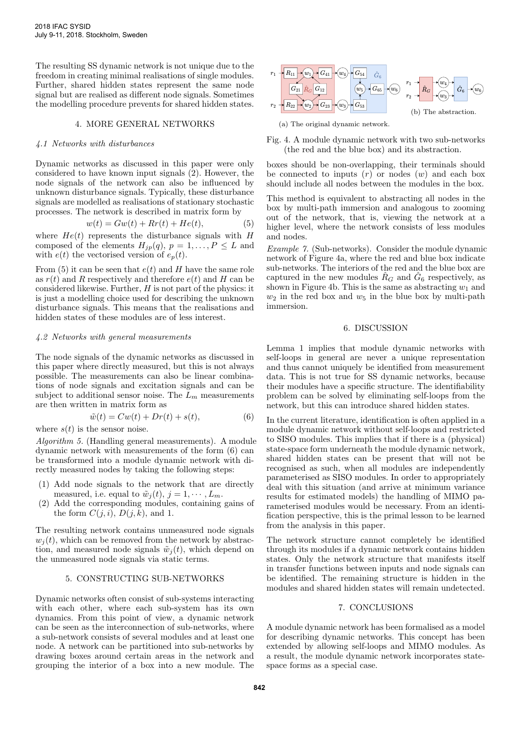The resulting SS dynamic network is not unique due to the freedom in creating minimal realisations of single modules. Further, shared hidden states represent the same node signal but are realised as different node signals. Sometimes the modelling procedure prevents for shared hidden states.

## 4. MORE GENERAL NETWORKS

### 4.1 Networks with disturbances

Dynamic networks as discussed in this paper were only considered to have known input signals (2). However, the node signals of the network can also be influenced by unknown disturbance signals. Typically, these disturbance signals are modelled as realisations of stationary stochastic processes. The network is described in matrix form by

$$w(t) = Gw(t) + Rr(t) + He(t), \tag{5}$$

where $He(t)$ represents the disturbance signals with $H$ composed of the elements $H_{jp}(q)$, $p = 1, \ldots, P \leq L$ and with $e(t)$ the vectorised version of $e_p(t)$.

From (5) it can be seen that $e(t)$ and $H$ have the same role as $r(t)$ and $R$ respectively and therefore $e(t)$ and $H$ can be considered likewise. Further, $H$ is not part of the physics: it is just a modelling choice used for describing the unknown disturbance signals. This means that the realisations and hidden states of these modules are of less interest.

### 4.2 Networks with general measurements

The node signals of the dynamic networks as discussed in this paper where directly measured, but this is not always possible. The measurements can also be linear combinations of node signals and excitation signals and can be subject to additional sensor noise. The $L_m$ measurements are then written in matrix form as

$$\tilde{w}(t) = Cw(t) + Dr(t) + s(t), \tag{6}$$

where $s(t)$ is the sensor noise.

*Algorithm 5.* (Handling general measurements). A module dynamic network with measurements of the form (6) can be transformed into a module dynamic network with directly measured nodes by taking the following steps:

1. Add node signals to the network that are directly measured, i.e. equal to $\tilde{w}_j(t)$, $j = 1, \cdots, L_m$.
2. Add the corresponding modules, containing gains of the form $C(j, i)$, $D(j, k)$, and 1.

The resulting network contains unmeasured node signals $w_j(t)$, which can be removed from the network by abstraction, and measured node signals $\tilde{w}_j(t)$, which depend on the unmeasured node signals via static terms.

## 5. CONSTRUCTING SUB-NETWORKS

Dynamic networks often consist of sub-systems interacting with each other, where each sub-system has its own dynamics. From this point of view, a dynamic network can be seen as the interconnection of sub-networks, where a sub-network consists of several modules and at least one node. A network can be partitioned into sub-networks by drawing boxes around certain areas in the network and grouping the interior of a box into a new module. The boxes should be non-overlapping, their terminals should be connected to inputs ($r$) or nodes ($w$) and each box should include all nodes between the modules in the box.

(a) The original dynamic network.

(b) The abstraction.

Fig. 4. A module dynamic network with two sub-networks (the red and the blue box) and its abstraction.

This method is equivalent to abstracting all nodes in the box by multi-path immersion and analogous to zooming out of the network, that is, viewing the network at a higher level, where the network consists of less modules and nodes.

*Example 7.* (Sub-networks). Consider the module dynamic network of Figure 4a, where the red and blue box indicate sub-networks. The interiors of the red and the blue box are captured in the new modules $\hat{R}_G$ and $\hat{G}_6$ respectively, as shown in Figure 4b. This is the same as abstracting $w_1$ and $w_2$ in the red box and $w_5$ in the blue box by multi-path immersion.

## 6. DISCUSSION

Lemma 1 implies that module dynamic networks with self-loops in general are never a unique representation and thus cannot uniquely be identified from measurement data. This is not true for SS dynamic networks, because their modules have a specific structure. The identifiability problem can be solved by eliminating self-loops from the network, but this can introduce shared hidden states.

In the current literature, identification is often applied in a module dynamic network without self-loops and restricted to SISO modules. This implies that if there is a (physical) state-space form underneath the module dynamic network, shared hidden states can be present that will not be recognised as such, when all modules are independently parameterised as SISO modules. In order to appropriately deal with this situation (and arrive at minimum variance results for estimated models) the handling of MIMO parameterised modules would be necessary. From an identification perspective, this is the primal lesson to be learned from the analysis in this paper.

The network structure cannot completely be identified through its modules if a dynamic network contains hidden states. Only the network structure that manifests itself in transfer functions between inputs and node signals can be identified. The remaining structure is hidden in the modules and shared hidden states will remain undetected.

## 7. CONCLUSIONS

A module dynamic network has been formalised as a model for describing dynamic networks. This concept has been extended by allowing self-loops and MIMO modules. As a result, the module dynamic network incorporates state-space forms as a special case.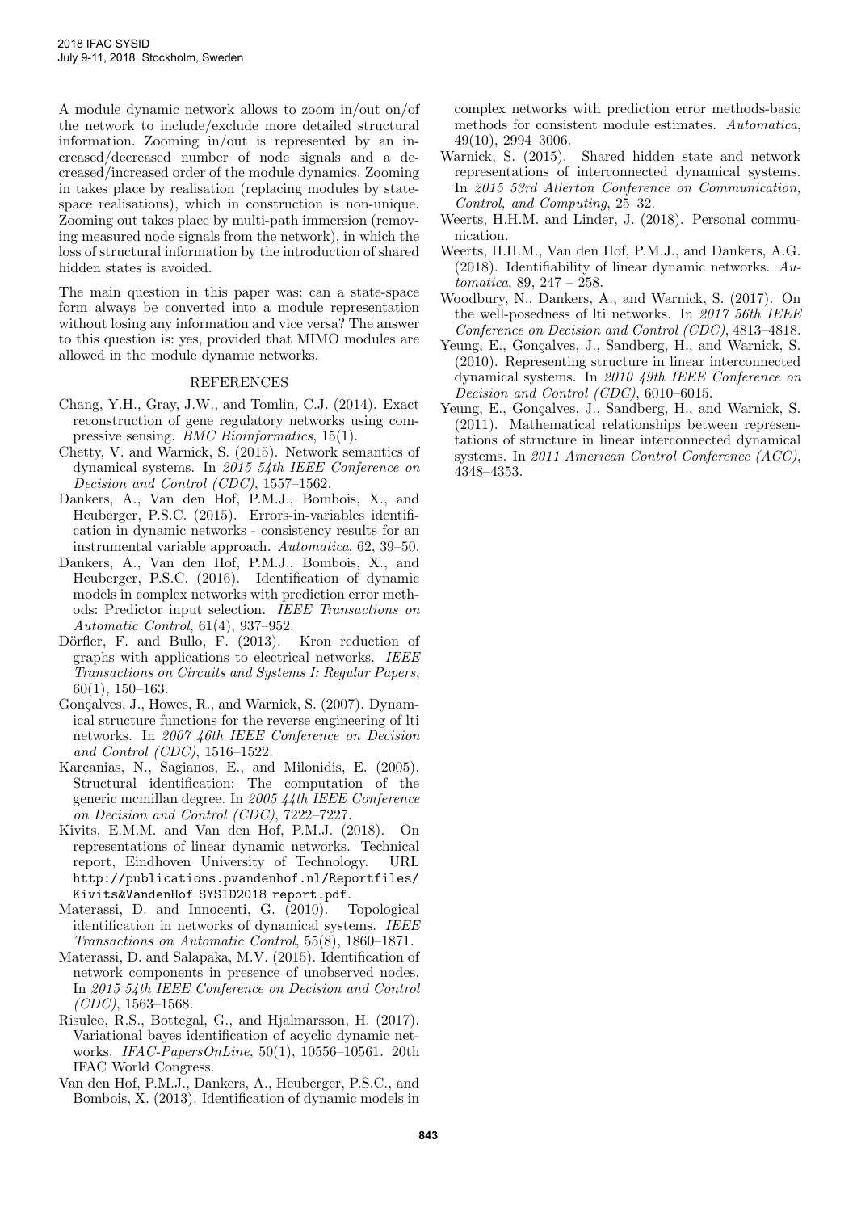A module dynamic network allows to zoom in/out on/of the network to include/exclude more detailed structural information. Zooming in/out is represented by an increased/decreased number of node signals and a decreased/increased order of the module dynamics. Zooming in takes place by realisation (replacing modules by state-space realisations), which in construction is non-unique. Zooming out takes place by multi-path immersion (removing measured node signals from the network), in which the loss of structural information by the introduction of shared hidden states is avoided.

The main question in this paper was: can a state-space form always be converted into a module representation without losing any information and vice versa? The answer to this question is: yes, provided that MIMO modules are allowed in the module dynamic networks.

## REFERENCES

- Chang, Y.H., Gray, J.W., and Tomlin, C.J. (2014). Exact reconstruction of gene regulatory networks using compressive sensing. *BMC Bioinformatics*, 15(1).
- Chetty, V. and Warnick, S. (2015). Network semantics of dynamical systems. In *2015 54th IEEE Conference on Decision and Control (CDC)*, 1557–1562.
- Dankers, A., Van den Hof, P.M.J., Bombois, X., and Heuberger, P.S.C. (2015). Errors-in-variables identification in dynamic networks - consistency results for an instrumental variable approach. *Automatica*, 62, 39–50.
- Dankers, A., Van den Hof, P.M.J., Bombois, X., and Heuberger, P.S.C. (2016). Identification of dynamic models in complex networks with prediction error methods: Predictor input selection. *IEEE Transactions on Automatic Control*, 61(4), 937–952.
- Dörfler, F. and Bullo, F. (2013). Kron reduction of graphs with applications to electrical networks. *IEEE Transactions on Circuits and Systems I: Regular Papers*, 60(1), 150–163.
- Gonçalves, J., Howes, R., and Warnick, S. (2007). Dynamical structure functions for the reverse engineering of lti networks. In *2007 46th IEEE Conference on Decision and Control (CDC)*, 1516–1522.
- Karcanias, N., Sagianos, E., and Milonidis, E. (2005). Structural identification: The computation of the generic mcmillan degree. In *2005 44th IEEE Conference on Decision and Control (CDC)*, 7222–7227.
- Kivits, E.M.M. and Van den Hof, P.M.J. (2018). On representations of linear dynamic networks. Technical report, Eindhoven University of Technology. URL http://publications.pvandenhof.nl/Reportfiles/Kivits&VandenHof_SYSID2018_report.pdf.
- Materassi, D. and Innocenti, G. (2010). Topological identification in networks of dynamical systems. *IEEE Transactions on Automatic Control*, 55(8), 1860–1871.
- Materassi, D. and Salapaka, M.V. (2015). Identification of network components in presence of unobserved nodes. In *2015 54th IEEE Conference on Decision and Control (CDC)*, 1563–1568.
- Risuleo, R.S., Bottegal, G., and Hjalmarsson, H. (2017). Variational bayes identification of acyclic dynamic networks. *IFAC-PapersOnLine*, 50(1), 10556–10561. 20th IFAC World Congress.
- Van den Hof, P.M.J., Dankers, A., Heuberger, P.S.C., and Bombois, X. (2013). Identification of dynamic models in complex networks with prediction error methods-basic methods for consistent module estimates. *Automatica*, 49(10), 2994–3006.
- Warnick, S. (2015). Shared hidden state and network representations of interconnected dynamical systems. In *2015 53rd Allerton Conference on Communication, Control, and Computing*, 25–32.
- Weerts, H.H.M. and Linder, J. (2018). Personal communication.
- Weerts, H.H.M., Van den Hof, P.M.J., and Dankers, A.G. (2018). Identifiability of linear dynamic networks. *Automatica*, 89, 247 – 258.
- Woodbury, N., Dankers, A., and Warnick, S. (2017). On the well-posedness of lti networks. In *2017 56th IEEE Conference on Decision and Control (CDC)*, 4813–4818.
- Yeung, E., Gonçalves, J., Sandberg, H., and Warnick, S. (2010). Representing structure in linear interconnected dynamical systems. In *2010 49th IEEE Conference on Decision and Control (CDC)*, 6010–6015.
- Yeung, E., Gonçalves, J., Sandberg, H., and Warnick, S. (2011). Mathematical relationships between representations of structure in linear interconnected dynamical systems. In *2011 American Control Conference (ACC)*, 4348–4353.